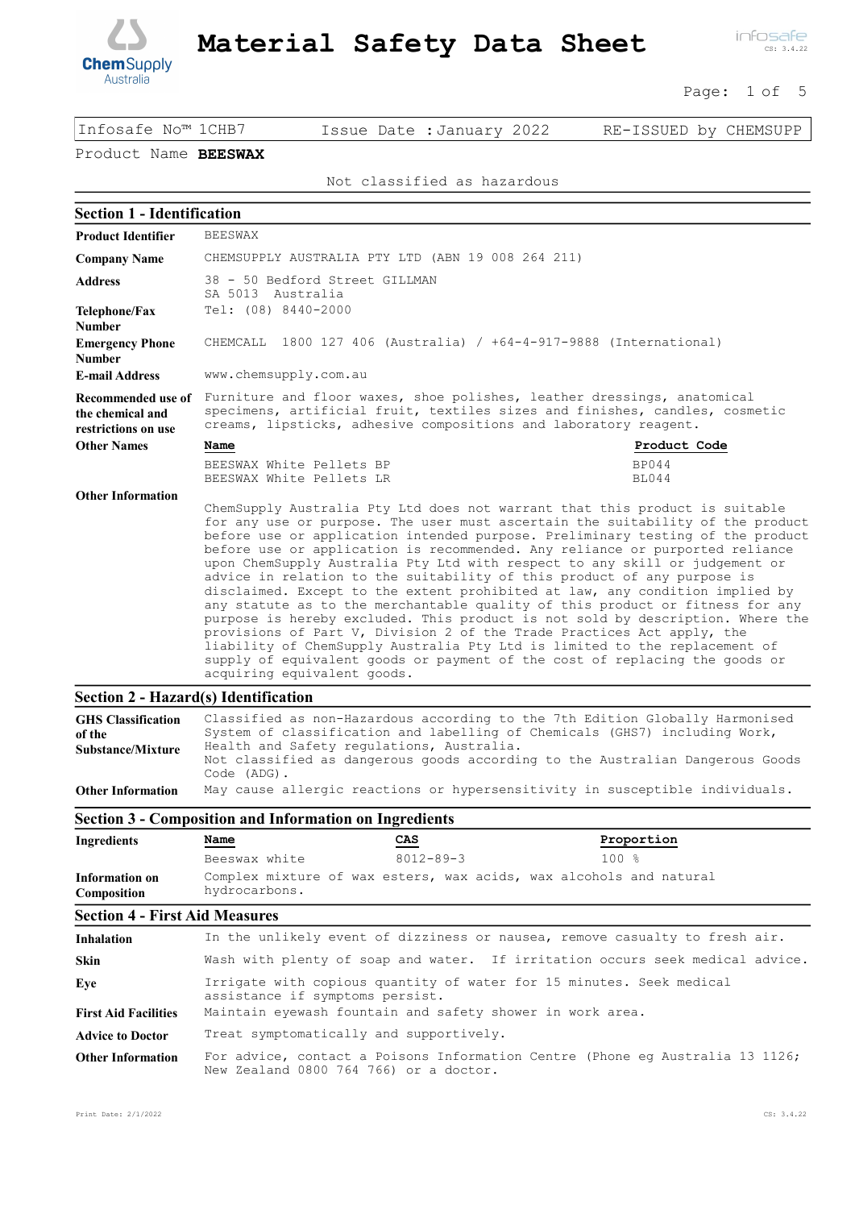# Material Safety Data Sheet

| Infosafe No™ 1CHB7 | Issue Date : January 2022 | RE-ISSUED by CHEMSUPP |
|---|---|---|

Product Name **BEESWAX**

Not classified as hazardous

## Section 1 - Identification

**Product Identifier** BEESWAX

**Company Name** CHEMSUPPLY AUSTRALIA PTY LTD (ABN 19 008 264 211)

**Address** 38 - 50 Bedford Street GILLMAN
SA 5013 Australia

**Telephone/Fax Number** Tel: (08) 8440-2000

**Emergency Phone Number** CHEMCALL 1800 127 406 (Australia) / +64-4-917-9888 (International)

**E-mail Address** www.chemsupply.com.au

**Recommended use of the chemical and restrictions on use** Furniture and floor waxes, shoe polishes, leather dressings, anatomical specimens, artificial fruit, textiles sizes and finishes, candles, cosmetic creams, lipsticks, adhesive compositions and laboratory reagent.

**Other Names**

| Name | Product Code |
|---|---|
| BEESWAX White Pellets BP | BP044 |
| BEESWAX White Pellets LR | BL044 |

**Other Information**

ChemSupply Australia Pty Ltd does not warrant that this product is suitable for any use or purpose. The user must ascertain the suitability of the product before use or application intended purpose. Preliminary testing of the product before use or application is recommended. Any reliance or purported reliance upon ChemSupply Australia Pty Ltd with respect to any skill or judgement or advice in relation to the suitability of this product of any purpose is disclaimed. Except to the extent prohibited at law, any condition implied by any statute as to the merchantable quality of this product or fitness for any purpose is hereby excluded. This product is not sold by description. Where the provisions of Part V, Division 2 of the Trade Practices Act apply, the liability of ChemSupply Australia Pty Ltd is limited to the replacement of supply of equivalent goods or payment of the cost of replacing the goods or acquiring equivalent goods.

## Section 2 - Hazard(s) Identification

**GHS Classification of the Substance/Mixture** Classified as non-Hazardous according to the 7th Edition Globally Harmonised System of classification and labelling of Chemicals (GHS7) including Work, Health and Safety regulations, Australia.
Not classified as dangerous goods according to the Australian Dangerous Goods Code (ADG).

**Other Information** May cause allergic reactions or hypersensitivity in susceptible individuals.

## Section 3 - Composition and Information on Ingredients

**Ingredients**

| Name | CAS | Proportion |
|---|---|---|
| Beeswax white | 8012-89-3 | 100 % |

**Information on Composition** Complex mixture of wax esters, wax acids, wax alcohols and natural hydrocarbons.

## Section 4 - First Aid Measures

**Inhalation** In the unlikely event of dizziness or nausea, remove casualty to fresh air.

**Skin** Wash with plenty of soap and water. If irritation occurs seek medical advice.

**Eye** Irrigate with copious quantity of water for 15 minutes. Seek medical assistance if symptoms persist.

**First Aid Facilities** Maintain eyewash fountain and safety shower in work area.

**Advice to Doctor** Treat symptomatically and supportively.

**Other Information** For advice, contact a Poisons Information Centre (Phone eg Australia 13 1126; New Zealand 0800 764 766) or a doctor.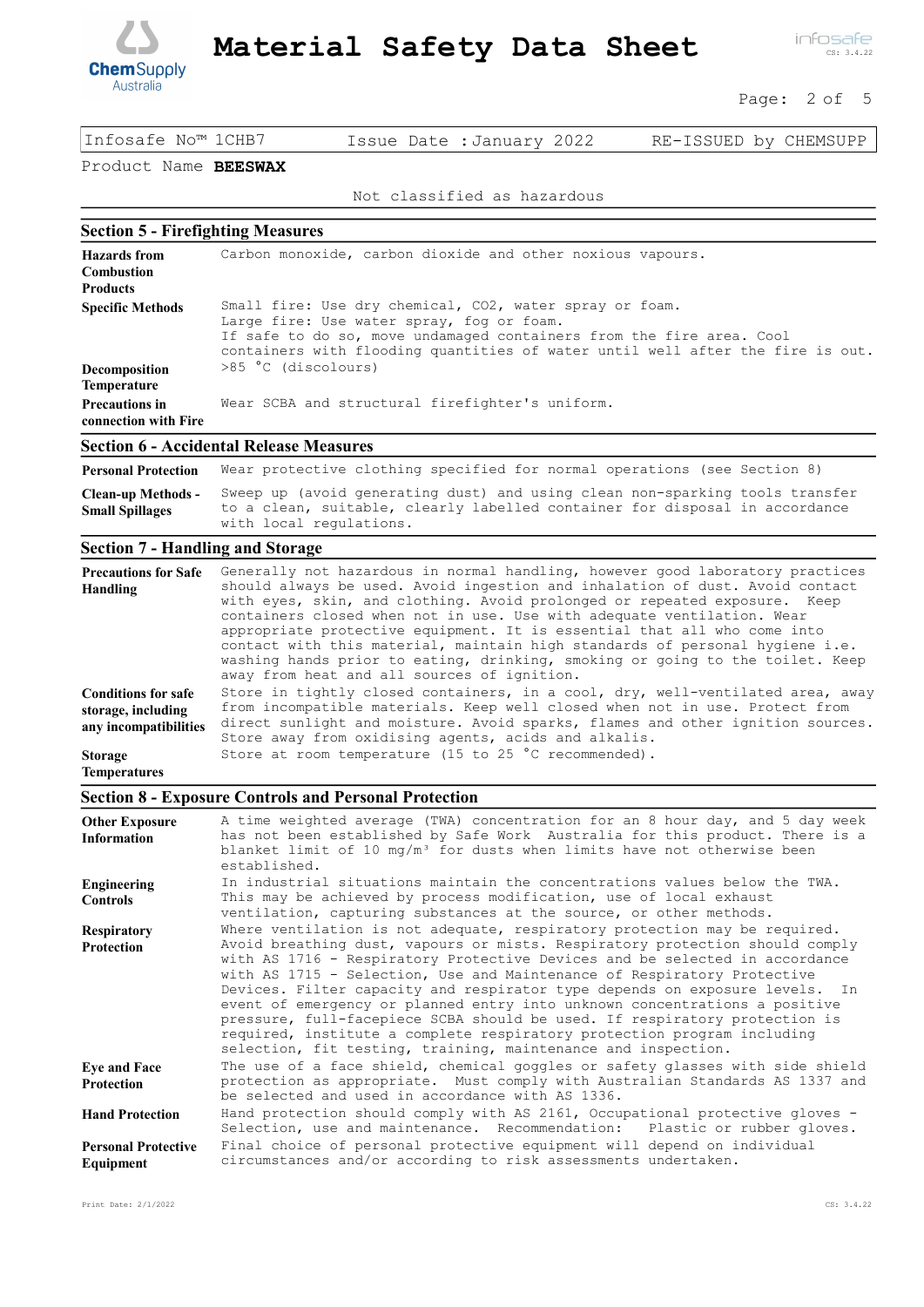| Infosafe No™ 1CHB7 | Issue Date : January 2022 | RE-ISSUED by CHEMSUPP |
|---|---|---|

Product Name **BEESWAX**

Not classified as hazardous

## Section 5 - Firefighting Measures

| | |
|---|---|
| **Hazards from Combustion Products** | Carbon monoxide, carbon dioxide and other noxious vapours. |
| **Specific Methods** | Small fire: Use dry chemical, $CO_2$, water spray or foam. Large fire: Use water spray, fog or foam. If safe to do so, move undamaged containers from the fire area. Cool containers with flooding quantities of water until well after the fire is out. |
| **Decomposition Temperature** | >85 °C (discolours) |
| **Precautions in connection with Fire** | Wear SCBA and structural firefighter's uniform. |

## Section 6 - Accidental Release Measures

| | |
|---|---|
| **Personal Protection** | Wear protective clothing specified for normal operations (see Section 8) |
| **Clean-up Methods - Small Spillages** | Sweep up (avoid generating dust) and using clean non-sparking tools transfer to a clean, suitable, clearly labelled container for disposal in accordance with local regulations. |

## Section 7 - Handling and Storage

| | |
|---|---|
| **Precautions for Safe Handling** | Generally not hazardous in normal handling, however good laboratory practices should always be used. Avoid ingestion and inhalation of dust. Avoid contact with eyes, skin, and clothing. Avoid prolonged or repeated exposure. Keep containers closed when not in use. Use with adequate ventilation. Wear appropriate protective equipment. It is essential that all who come into contact with this material, maintain high standards of personal hygiene i.e. washing hands prior to eating, drinking, smoking or going to the toilet. Keep away from heat and all sources of ignition. |
| **Conditions for safe storage, including any incompatibilities** | Store in tightly closed containers, in a cool, dry, well-ventilated area, away from incompatible materials. Keep well closed when not in use. Protect from direct sunlight and moisture. Avoid sparks, flames and other ignition sources. Store away from oxidising agents, acids and alkalis. |
| **Storage Temperatures** | Store at room temperature (15 to 25 °C recommended). |

## Section 8 - Exposure Controls and Personal Protection

| | |
|---|---|
| **Other Exposure Information** | A time weighted average (TWA) concentration for an 8 hour day, and 5 day week has not been established by Safe Work Australia for this product. There is a blanket limit of 10 mg/m³ for dusts when limits have not otherwise been established. |
| **Engineering Controls** | In industrial situations maintain the concentrations values below the TWA. This may be achieved by process modification, use of local exhaust ventilation, capturing substances at the source, or other methods. |
| **Respiratory Protection** | Where ventilation is not adequate, respiratory protection may be required. Avoid breathing dust, vapours or mists. Respiratory protection should comply with AS 1716 - Respiratory Protective Devices and be selected in accordance with AS 1715 - Selection, Use and Maintenance of Respiratory Protective Devices. Filter capacity and respirator type depends on exposure levels. In event of emergency or planned entry into unknown concentrations a positive pressure, full-facepiece SCBA should be used. If respiratory protection is required, institute a complete respiratory protection program including selection, fit testing, training, maintenance and inspection. |
| **Eye and Face Protection** | The use of a face shield, chemical goggles or safety glasses with side shield protection as appropriate. Must comply with Australian Standards AS 1337 and be selected and used in accordance with AS 1336. |
| **Hand Protection** | Hand protection should comply with AS 2161, Occupational protective gloves - Selection, use and maintenance. Recommendation: Plastic or rubber gloves. |
| **Personal Protective Equipment** | Final choice of personal protective equipment will depend on individual circumstances and/or according to risk assessments undertaken. |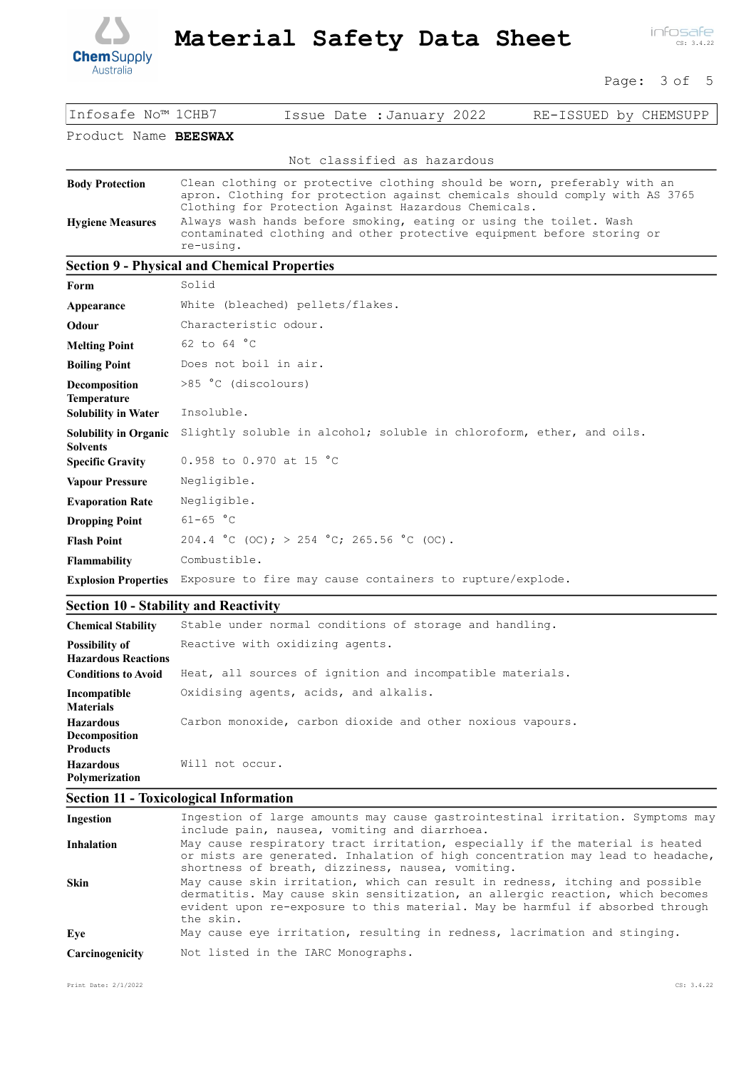Infosafe No™ 1CHB7 | Issue Date : January 2022 | RE-ISSUED by CHEMSUPP

Product Name **BEESWAX**

Not classified as hazardous

| | |
|---|---|
| **Body Protection** | Clean clothing or protective clothing should be worn, preferably with an apron. Clothing for protection against chemicals should comply with AS 3765 Clothing for Protection Against Hazardous Chemicals. |
| **Hygiene Measures** | Always wash hands before smoking, eating or using the toilet. Wash contaminated clothing and other protective equipment before storing or re-using. |

## Section 9 - Physical and Chemical Properties

| | |
|---|---|
| **Form** | Solid |
| **Appearance** | White (bleached) pellets/flakes. |
| **Odour** | Characteristic odour. |
| **Melting Point** | 62 to 64 °C |
| **Boiling Point** | Does not boil in air. |
| **Decomposition Temperature** | >85 °C (discolours) |
| **Solubility in Water** | Insoluble. |
| **Solubility in Organic Solvents** | Slightly soluble in alcohol; soluble in chloroform, ether, and oils. |
| **Specific Gravity** | 0.958 to 0.970 at 15 °C |
| **Vapour Pressure** | Negligible. |
| **Evaporation Rate** | Negligible. |
| **Dropping Point** | 61-65 °C |
| **Flash Point** | 204.4 °C (OC); > 254 °C; 265.56 °C (OC). |
| **Flammability** | Combustible. |
| **Explosion Properties** | Exposure to fire may cause containers to rupture/explode. |

## Section 10 - Stability and Reactivity

| | |
|---|---|
| **Chemical Stability** | Stable under normal conditions of storage and handling. |
| **Possibility of Hazardous Reactions** | Reactive with oxidizing agents. |
| **Conditions to Avoid** | Heat, all sources of ignition and incompatible materials. |
| **Incompatible Materials** | Oxidising agents, acids, and alkalis. |
| **Hazardous Decomposition Products** | Carbon monoxide, carbon dioxide and other noxious vapours. |
| **Hazardous Polymerization** | Will not occur. |

## Section 11 - Toxicological Information

| | |
|---|---|
| **Ingestion** | Ingestion of large amounts may cause gastrointestinal irritation. Symptoms may include pain, nausea, vomiting and diarrhoea. |
| **Inhalation** | May cause respiratory tract irritation, especially if the material is heated or mists are generated. Inhalation of high concentration may lead to headache, shortness of breath, dizziness, nausea, vomiting. |
| **Skin** | May cause skin irritation, which can result in redness, itching and possible dermatitis. May cause skin sensitization, an allergic reaction, which becomes evident upon re-exposure to this material. May be harmful if absorbed through the skin. |
| **Eye** | May cause eye irritation, resulting in redness, lacrimation and stinging. |
| **Carcinogenicity** | Not listed in the IARC Monographs. |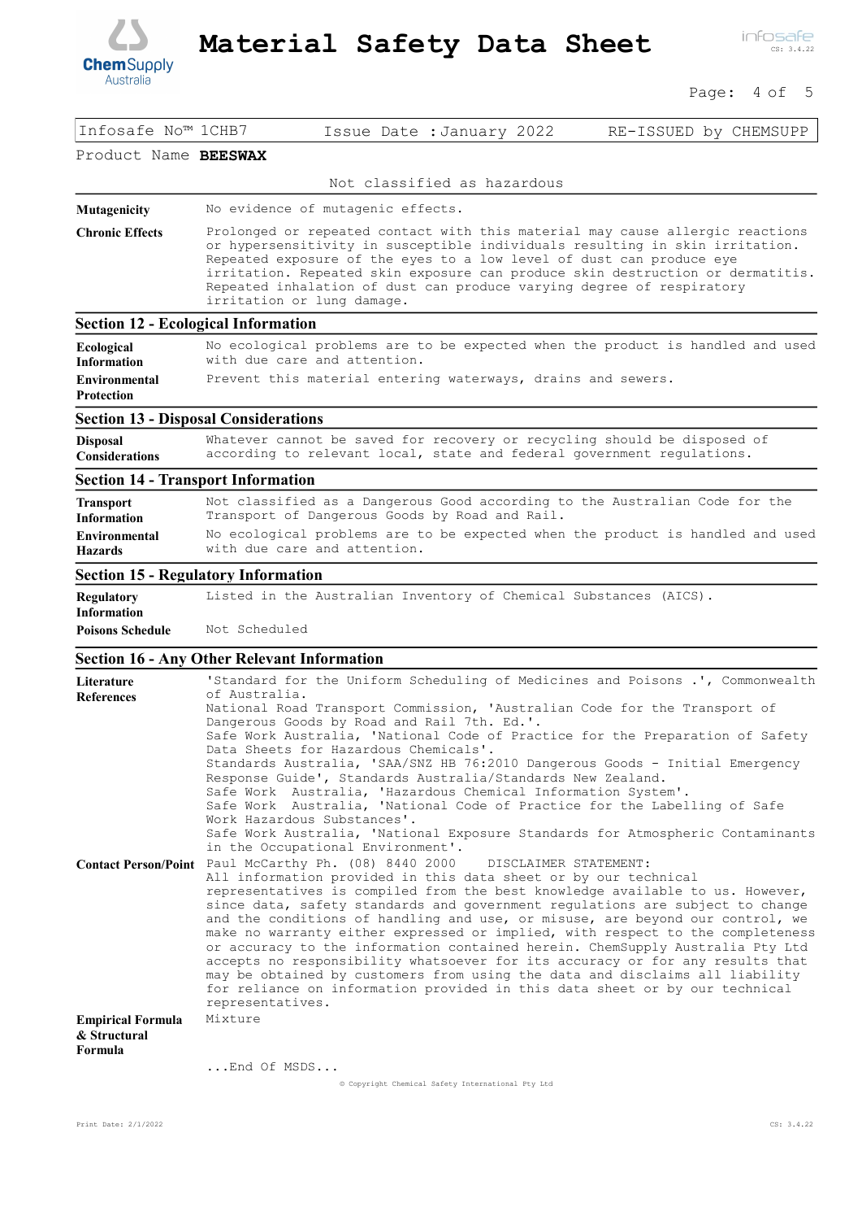| Infosafe No™ 1CHB7 | Issue Date : January 2022 | RE-ISSUED by CHEMSUPP |
|---|---|---|

Product Name **BEESWAX**

Not classified as hazardous

**Mutagenicity**
No evidence of mutagenic effects.

**Chronic Effects**
Prolonged or repeated contact with this material may cause allergic reactions or hypersensitivity in susceptible individuals resulting in skin irritation. Repeated exposure of the eyes to a low level of dust can produce eye irritation. Repeated skin exposure can produce skin destruction or dermatitis. Repeated inhalation of dust can produce varying degree of respiratory irritation or lung damage.

## Section 12 - Ecological Information

**Ecological Information**
No ecological problems are to be expected when the product is handled and used with due care and attention.

**Environmental Protection**
Prevent this material entering waterways, drains and sewers.

## Section 13 - Disposal Considerations

**Disposal Considerations**
Whatever cannot be saved for recovery or recycling should be disposed of according to relevant local, state and federal government regulations.

## Section 14 - Transport Information

**Transport Information**
Not classified as a Dangerous Good according to the Australian Code for the Transport of Dangerous Goods by Road and Rail.

**Environmental Hazards**
No ecological problems are to be expected when the product is handled and used with care and attention.

## Section 15 - Regulatory Information

**Regulatory Information**
Listed in the Australian Inventory of Chemical Substances (AICS).

**Poisons Schedule**
Not Scheduled

## Section 16 - Any Other Relevant Information

**Literature References**
'Standard for the Uniform Scheduling of Medicines and Poisons .', Commonwealth of Australia.
National Road Transport Commission, 'Australian Code for the Transport of Dangerous Goods by Road and Rail 7th. Ed.'.
Safe Work Australia, 'National Code of Practice for the Preparation of Safety Data Sheets for Hazardous Chemicals'.
Standards Australia, 'SAA/SNZ HB 76:2010 Dangerous Goods - Initial Emergency Response Guide', Standards Australia/Standards New Zealand.
Safe Work Australia, 'Hazardous Chemical Information System'.
Safe Work Australia, 'National Code of Practice for the Labelling of Safe Work Hazardous Substances'.
Safe Work Australia, 'National Exposure Standards for Atmospheric Contaminants in the Occupational Environment'.

**Contact Person/Point**
Paul McCarthy Ph. (08) 8440 2000 DISCLAIMER STATEMENT:
All information provided in this data sheet or by our technical representatives is compiled from the best knowledge available to us. However, since data, safety standards and government regulations are subject to change and the conditions of handling and use, or misuse, are beyond our control, we make no warranty either expressed or implied, with respect to the completeness or accuracy to the information contained herein. ChemSupply Australia Pty Ltd accepts no responsibility whatsoever for its accuracy or for any results that may be obtained by customers from using the data and disclaims all liability for reliance on information provided in this data sheet or by our technical representatives.

**Empirical Formula & Structural Formula**
Mixture

...End Of MSDS...

© Copyright Chemical Safety International Pty Ltd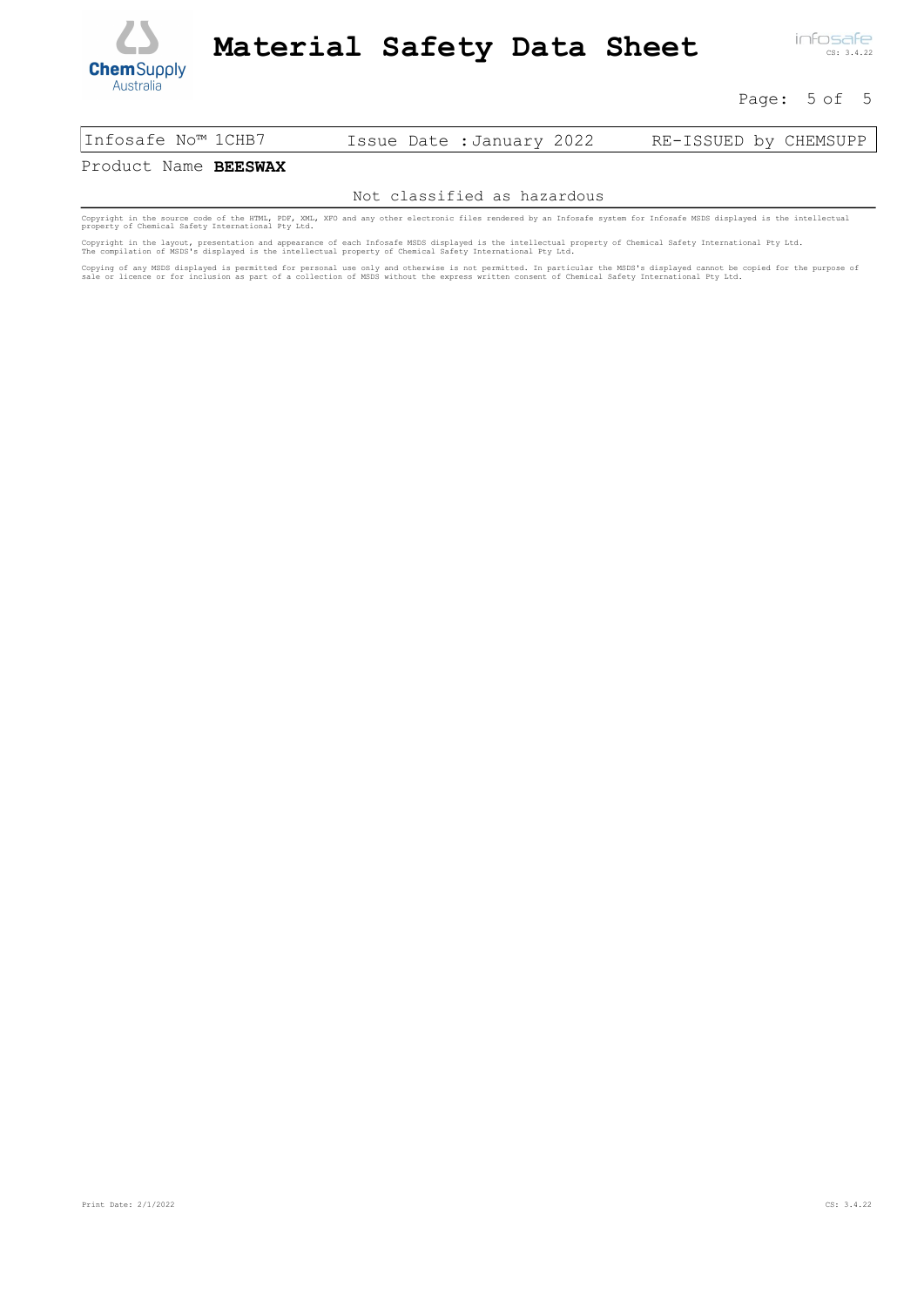Copyright in the source code of the HTML, PDF, XML, XFO and any other electronic files rendered by an Infosafe system for Infosafe MSDS displayed is the intellectual property of Chemical Safety International Pty Ltd.

Copyright in the layout, presentation and appearance of each Infosafe MSDS displayed is the intellectual property of Chemical Safety International Pty Ltd.
The compilation of MSDS's displayed is the intellectual property of Chemical Safety International Pty Ltd.

Copying of any MSDS displayed is permitted for personal use only and otherwise is not permitted. In particular the MSDS's displayed cannot be copied for the purpose of sale or licence or for inclusion as part of a collection of MSDS without the express written consent of Chemical Safety International Pty Ltd.